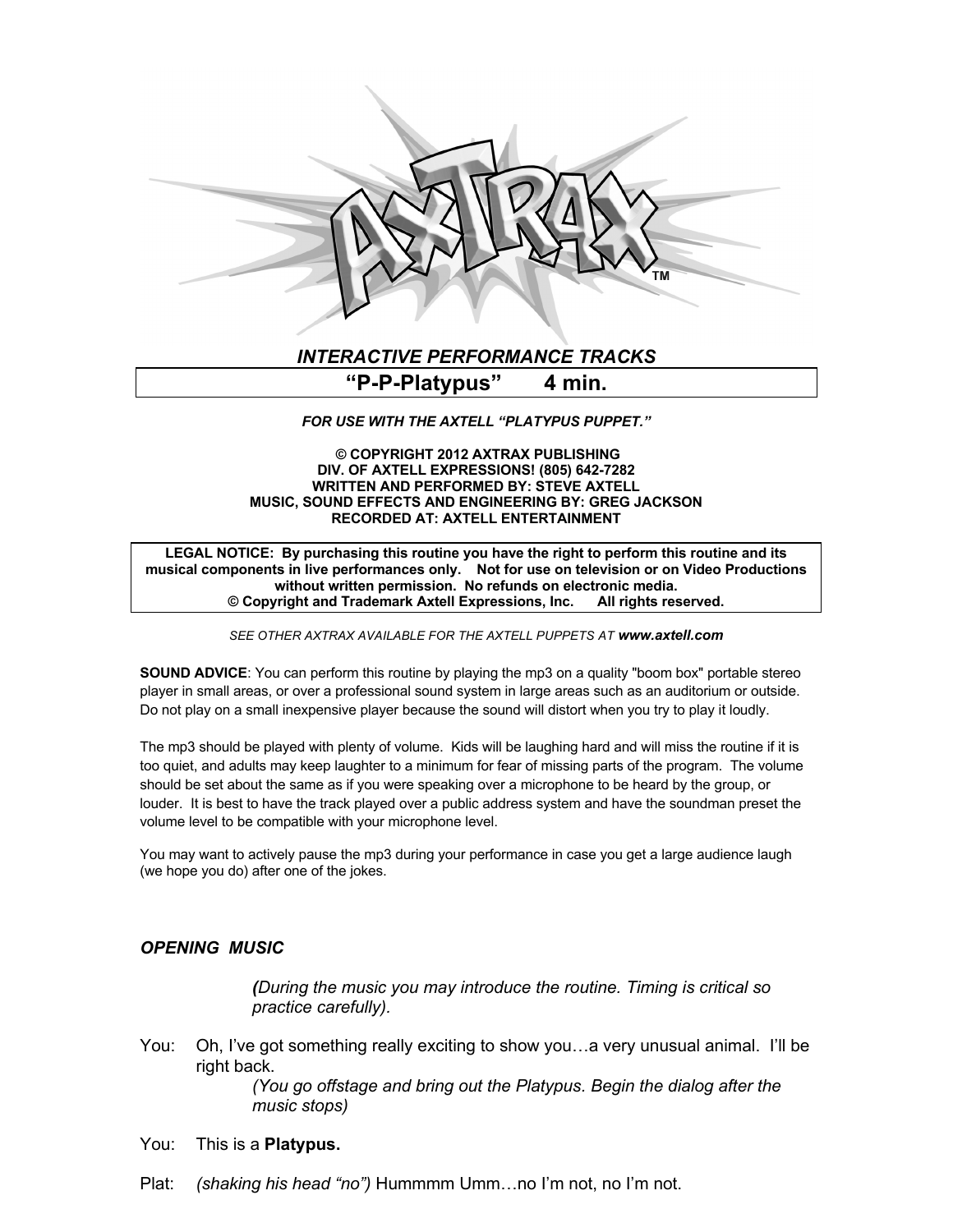# AXTRAX™

*INTERACTIVE PERFORMANCE TRACKS*

## "P-P-Platypus" 4 min.

***FOR USE WITH THE AXTELL "PLATYPUS PUPPET."***

**© COPYRIGHT 2012 AXTRAX PUBLISHING**
**DIV. OF AXTELL EXPRESSIONS! (805) 642-7282**
**WRITTEN AND PERFORMED BY: STEVE AXTELL**
**MUSIC, SOUND EFFECTS AND ENGINEERING BY: GREG JACKSON**
**RECORDED AT: AXTELL ENTERTAINMENT**

**LEGAL NOTICE: By purchasing this routine you have the right to perform this routine and its musical components in live performances only. Not for use on television or on Video Productions without written permission. No refunds on electronic media.**
**© Copyright and Trademark Axtell Expressions, Inc. All rights reserved.**

*SEE OTHER AXTRAX AVAILABLE FOR THE AXTELL PUPPETS AT **www.axtell.com***

**SOUND ADVICE**: You can perform this routine by playing the mp3 on a quality "boom box" portable stereo player in small areas, or over a professional sound system in large areas such as an auditorium or outside. Do not play on a small inexpensive player because the sound will distort when you try to play it loudly.

The mp3 should be played with plenty of volume. Kids will be laughing hard and will miss the routine if it is too quiet, and adults may keep laughter to a minimum for fear of missing parts of the program. The volume should be set about the same as if you were speaking over a microphone to be heard by the group, or louder. It is best to have the track played over a public address system and have the soundman preset the volume level to be compatible with your microphone level.

You may want to actively pause the mp3 during your performance in case you get a large audience laugh (we hope you do) after one of the jokes.

### *OPENING MUSIC*

*(During the music you may introduce the routine. Timing is critical so practice carefully).*

You: Oh, I've got something really exciting to show you…a very unusual animal. I'll be right back.
*(You go offstage and bring out the Platypus. Begin the dialog after the music stops)*

You: This is a **Platypus.**

Plat: *(shaking his head "no")* Hummmm Umm…no I'm not, no I'm not.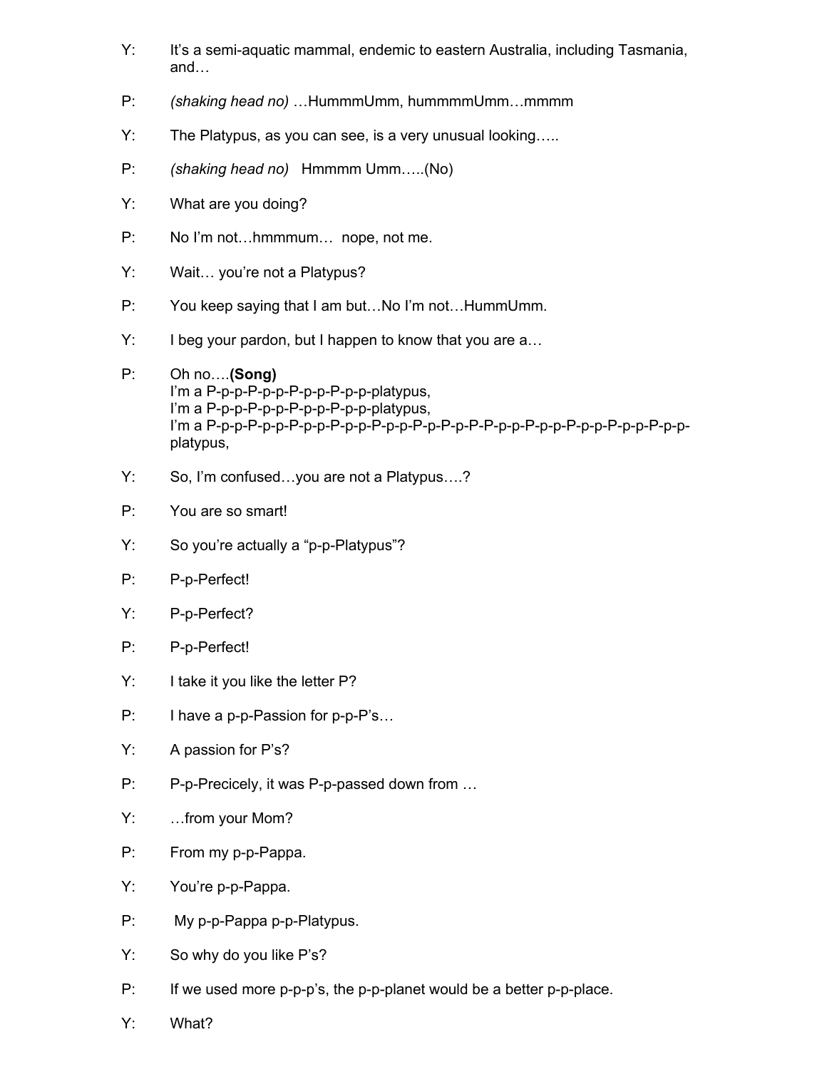Y: It's a semi-aquatic mammal, endemic to eastern Australia, including Tasmania, and…

P: *(shaking head no)* …HummmUmm, hummmmUmm…mmmm

Y: The Platypus, as you can see, is a very unusual looking…..

P: *(shaking head no)* Hmmmm Umm…..(No)

Y: What are you doing?

P: No I'm not…hmmmum… nope, not me.

Y: Wait… you're not a Platypus?

P: You keep saying that I am but…No I'm not…HummUmm.

Y: I beg your pardon, but I happen to know that you are a…

P: Oh no….**(Song)**
I'm a P-p-p-P-p-p-P-p-p-P-p-p-platypus,
I'm a P-p-p-P-p-p-P-p-p-P-p-p-platypus,
I'm a P-p-p-P-p-p-P-p-p-P-p-p-P-p-p-P-p-P-p-P-P-p-p-P-p-p-P-p-p-P-p-p-P-p-p-platypus,

Y: So, I'm confused…you are not a Platypus….?

P: You are so smart!

Y: So you're actually a "p-p-Platypus"?

P: P-p-Perfect!

Y: P-p-Perfect?

P: P-p-Perfect!

Y: I take it you like the letter P?

P: I have a p-p-Passion for p-p-P's…

Y: A passion for P's?

P: P-p-Precicely, it was P-p-passed down from …

Y: …from your Mom?

P: From my p-p-Pappa.

Y: You're p-p-Pappa.

P: My p-p-Pappa p-p-Platypus.

Y: So why do you like P's?

P: If we used more p-p-p's, the p-p-planet would be a better p-p-place.

Y: What?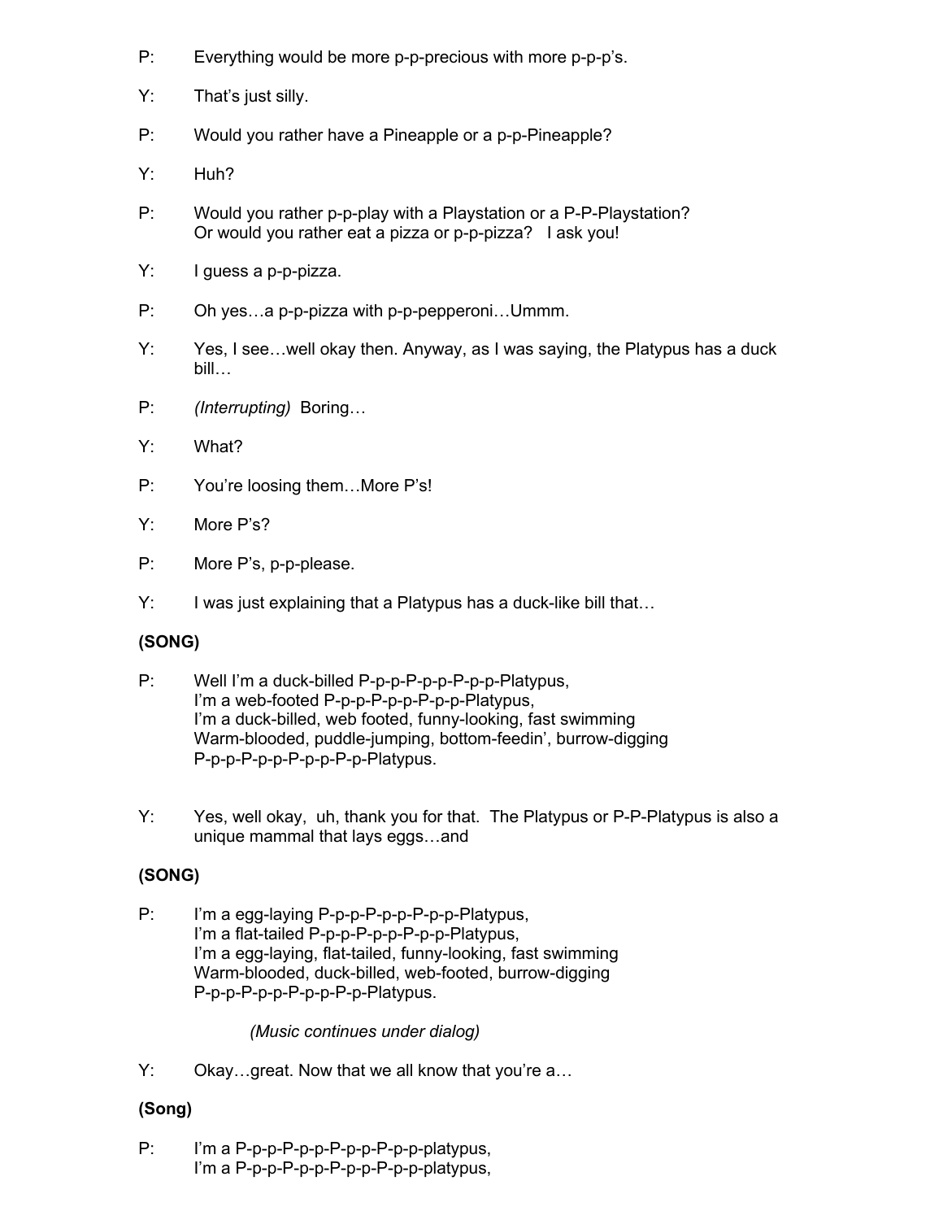P: Everything would be more p-p-precious with more p-p-p's.

Y: That's just silly.

P: Would you rather have a Pineapple or a p-p-Pineapple?

Y: Huh?

P: Would you rather p-p-play with a Playstation or a P-P-Playstation?
Or would you rather eat a pizza or p-p-pizza? I ask you!

Y: I guess a p-p-pizza.

P: Oh yes…a p-p-pizza with p-p-pepperoni…Ummm.

Y: Yes, I see…well okay then. Anyway, as I was saying, the Platypus has a duck bill…

P: *(Interrupting)* Boring…

Y: What?

P: You're loosing them…More P's!

Y: More P's?

P: More P's, p-p-please.

Y: I was just explaining that a Platypus has a duck-like bill that…

**(SONG)**

P: Well I'm a duck-billed P-p-p-P-p-p-P-p-p-Platypus,
I'm a web-footed P-p-p-P-p-p-P-p-p-Platypus,
I'm a duck-billed, web footed, funny-looking, fast swimming
Warm-blooded, puddle-jumping, bottom-feedin', burrow-digging
P-p-p-P-p-p-P-p-p-P-p-Platypus.

Y: Yes, well okay, uh, thank you for that. The Platypus or P-P-Platypus is also a unique mammal that lays eggs…and

**(SONG)**

P: I'm a egg-laying P-p-p-P-p-p-P-p-p-Platypus,
I'm a flat-tailed P-p-p-P-p-p-P-p-p-Platypus,
I'm a egg-laying, flat-tailed, funny-looking, fast swimming
Warm-blooded, duck-billed, web-footed, burrow-digging
P-p-p-P-p-p-P-p-p-P-p-Platypus.

*(Music continues under dialog)*

Y: Okay…great. Now that we all know that you're a…

**(Song)**

P: I'm a P-p-p-P-p-p-P-p-p-P-p-p-platypus,
I'm a P-p-p-P-p-p-P-p-p-P-p-p-platypus,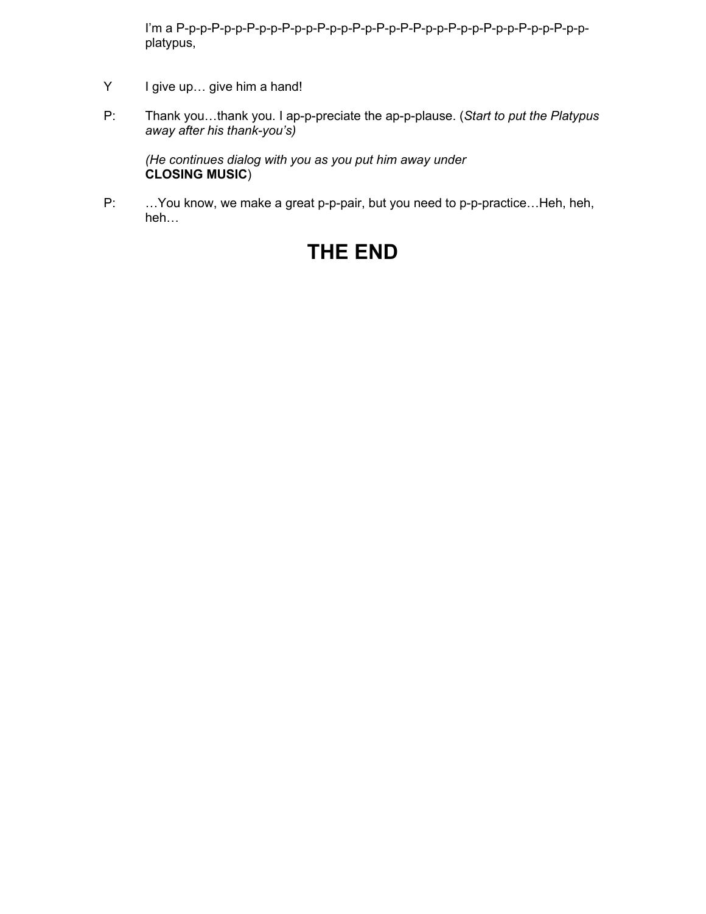I'm a P-p-p-P-p-p-P-p-p-P-p-p-P-p-p-P-p-P-p-P-P-p-p-P-p-p-P-p-p-P-p-p-P-p-p-platypus,

Y I give up… give him a hand!

P: Thank you…thank you. I ap-p-preciate the ap-p-plause. (*Start to put the Platypus away after his thank-you's)*

*(He continues dialog with you as you put him away under* **CLOSING MUSIC**)

P: …You know, we make a great p-p-pair, but you need to p-p-practice…Heh, heh, heh…

# THE END